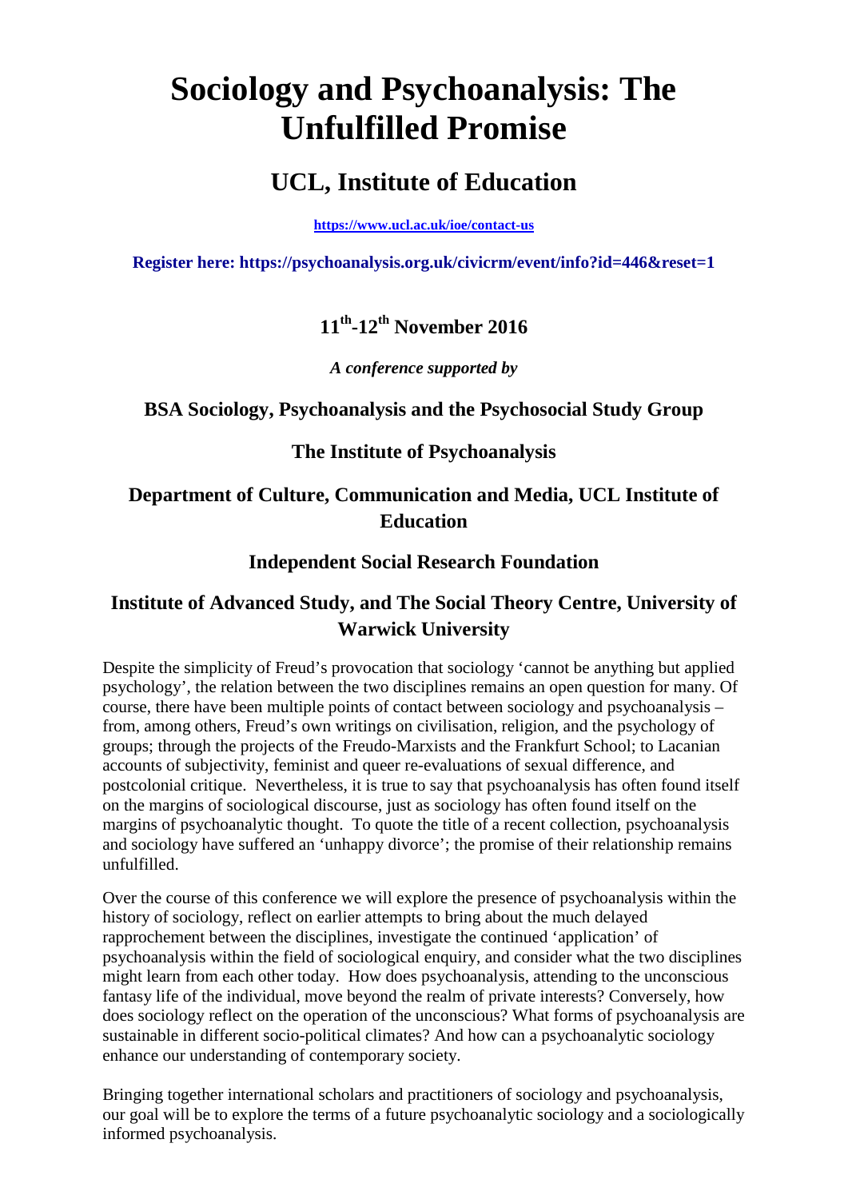# Sociology and Psychoanalysis: The Unfulfilled Promise

## UCL, Institute of Education

**https://www.ucl.ac.uk/ioe/contact-us**

**Register here: https://psychoanalysis.org.uk/civicrm/event/info?id=446&reset=1**

### 11th-12th November 2016

***A conference supported by***

### BSA Sociology, Psychoanalysis and the Psychosocial Study Group

### The Institute of Psychoanalysis

### Department of Culture, Communication and Media, UCL Institute of Education

### Independent Social Research Foundation

### Institute of Advanced Study, and The Social Theory Centre, University of Warwick University

Despite the simplicity of Freud's provocation that sociology 'cannot be anything but applied psychology', the relation between the two disciplines remains an open question for many. Of course, there have been multiple points of contact between sociology and psychoanalysis – from, among others, Freud's own writings on civilisation, religion, and the psychology of groups; through the projects of the Freudo-Marxists and the Frankfurt School; to Lacanian accounts of subjectivity, feminist and queer re-evaluations of sexual difference, and postcolonial critique. Nevertheless, it is true to say that psychoanalysis has often found itself on the margins of sociological discourse, just as sociology has often found itself on the margins of psychoanalytic thought. To quote the title of a recent collection, psychoanalysis and sociology have suffered an 'unhappy divorce'; the promise of their relationship remains unfulfilled.

Over the course of this conference we will explore the presence of psychoanalysis within the history of sociology, reflect on earlier attempts to bring about the much delayed rapprochement between the disciplines, investigate the continued 'application' of psychoanalysis within the field of sociological enquiry, and consider what the two disciplines might learn from each other today. How does psychoanalysis, attending to the unconscious fantasy life of the individual, move beyond the realm of private interests? Conversely, how does sociology reflect on the operation of the unconscious? What forms of psychoanalysis are sustainable in different socio-political climates? And how can a psychoanalytic sociology enhance our understanding of contemporary society.

Bringing together international scholars and practitioners of sociology and psychoanalysis, our goal will be to explore the terms of a future psychoanalytic sociology and a sociologically informed psychoanalysis.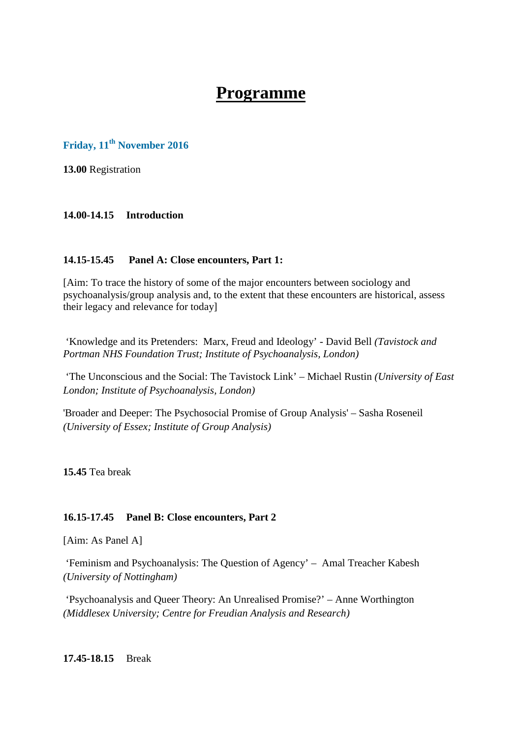# **Programme**

### Friday, 11th November 2016

**13.00** Registration

**14.00-14.15 Introduction**

**14.15-15.45 Panel A: Close encounters, Part 1:**

[Aim: To trace the history of some of the major encounters between sociology and psychoanalysis/group analysis and, to the extent that these encounters are historical, assess their legacy and relevance for today]

'Knowledge and its Pretenders: Marx, Freud and Ideology' - David Bell *(Tavistock and Portman NHS Foundation Trust; Institute of Psychoanalysis, London)*

'The Unconscious and the Social: The Tavistock Link' – Michael Rustin *(University of East London; Institute of Psychoanalysis, London)*

'Broader and Deeper: The Psychosocial Promise of Group Analysis' – Sasha Roseneil *(University of Essex; Institute of Group Analysis)*

**15.45** Tea break

**16.15-17.45 Panel B: Close encounters, Part 2**

[Aim: As Panel A]

'Feminism and Psychoanalysis: The Question of Agency' – Amal Treacher Kabesh *(University of Nottingham)*

'Psychoanalysis and Queer Theory: An Unrealised Promise?' – Anne Worthington *(Middlesex University; Centre for Freudian Analysis and Research)*

**17.45-18.15** Break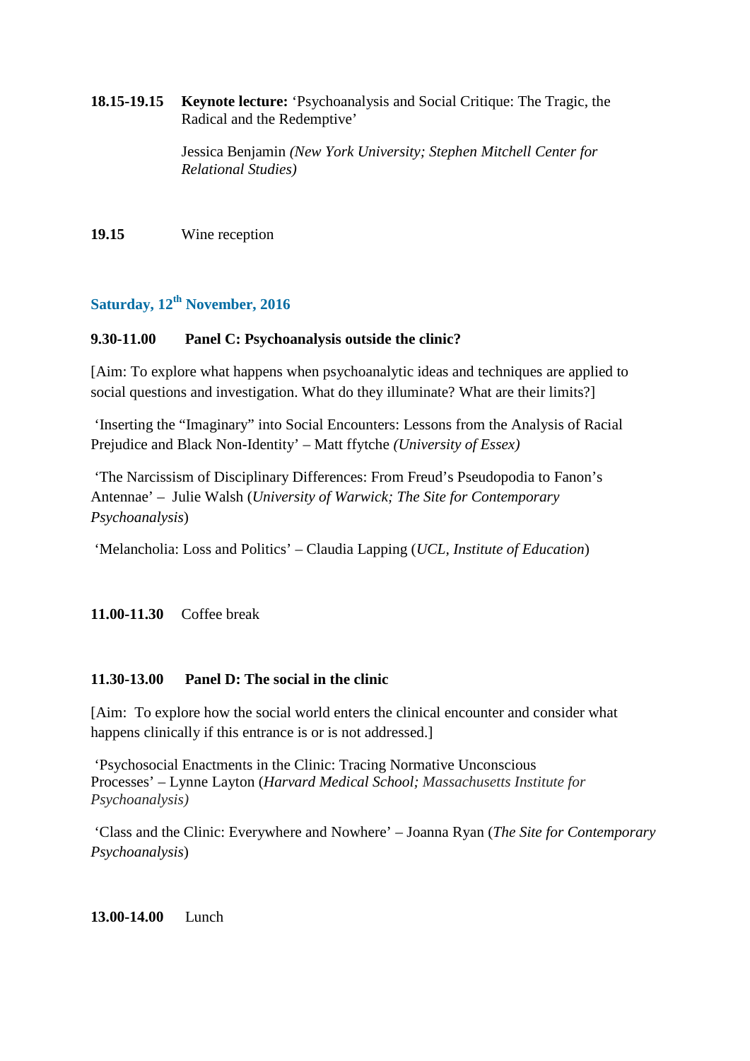**18.15-19.15** **Keynote lecture:** 'Psychoanalysis and Social Critique: The Tragic, the Radical and the Redemptive'

Jessica Benjamin *(New York University; Stephen Mitchell Center for Relational Studies)*

**19.15** Wine reception

## Saturday, 12th November, 2016

**9.30-11.00** **Panel C: Psychoanalysis outside the clinic?**

[Aim: To explore what happens when psychoanalytic ideas and techniques are applied to social questions and investigation. What do they illuminate? What are their limits?]

'Inserting the "Imaginary" into Social Encounters: Lessons from the Analysis of Racial Prejudice and Black Non-Identity' – Matt ffytche *(University of Essex)*

'The Narcissism of Disciplinary Differences: From Freud's Pseudopodia to Fanon's Antennae' – Julie Walsh (*University of Warwick; The Site for Contemporary Psychoanalysis*)

'Melancholia: Loss and Politics' – Claudia Lapping (*UCL, Institute of Education*)

**11.00-11.30** Coffee break

**11.30-13.00** **Panel D: The social in the clinic**

[Aim: To explore how the social world enters the clinical encounter and consider what happens clinically if this entrance is or is not addressed.]

'Psychosocial Enactments in the Clinic: Tracing Normative Unconscious Processes' – Lynne Layton (*Harvard Medical School; Massachusetts Institute for Psychoanalysis)*

'Class and the Clinic: Everywhere and Nowhere' – Joanna Ryan (*The Site for Contemporary Psychoanalysis*)

**13.00-14.00** Lunch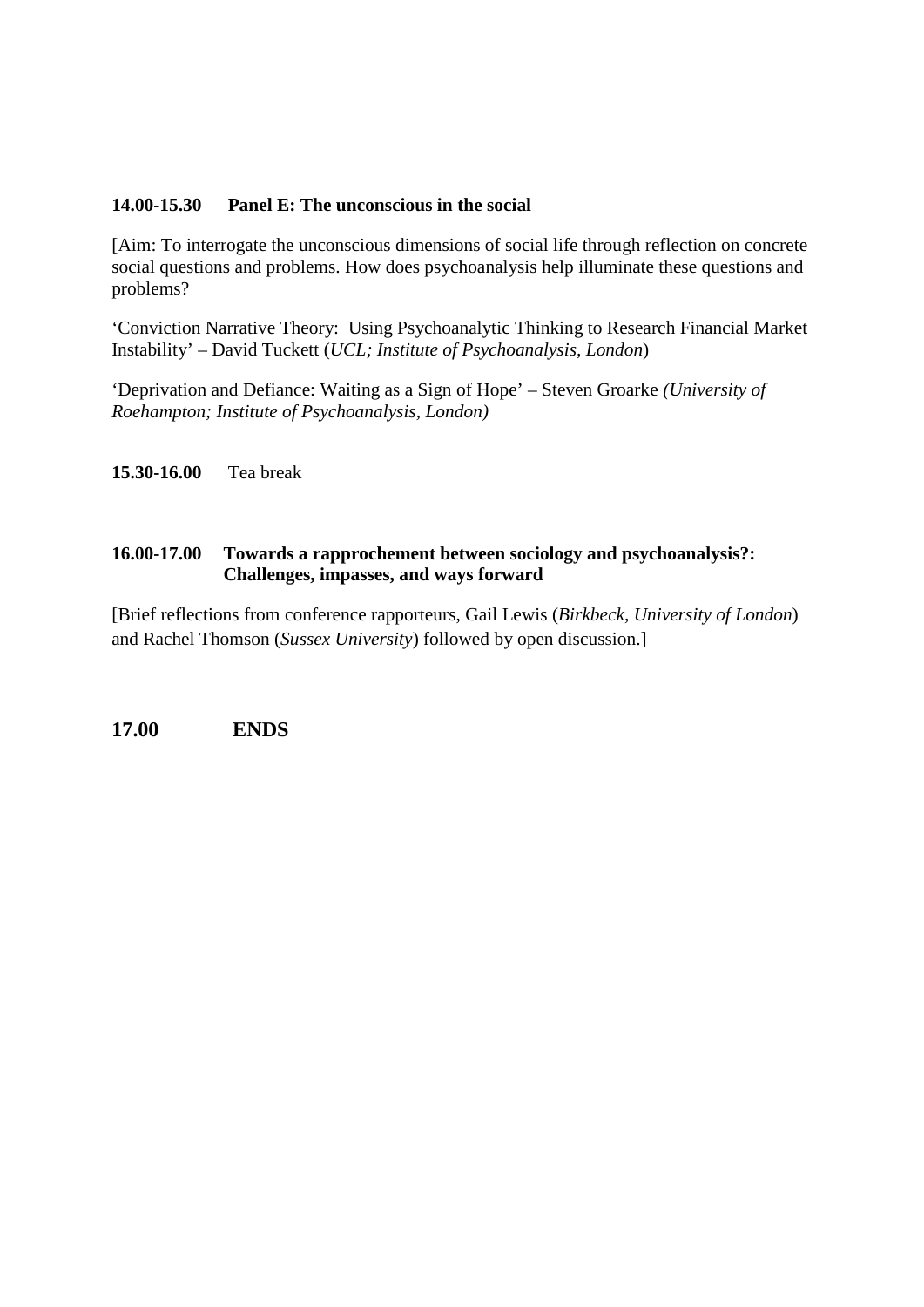**14.00-15.30 Panel E: The unconscious in the social**

[Aim: To interrogate the unconscious dimensions of social life through reflection on concrete social questions and problems. How does psychoanalysis help illuminate these questions and problems?

'Conviction Narrative Theory: Using Psychoanalytic Thinking to Research Financial Market Instability' – David Tuckett (*UCL; Institute of Psychoanalysis, London*)

'Deprivation and Defiance: Waiting as a Sign of Hope' – Steven Groarke *(University of Roehampton; Institute of Psychoanalysis, London)*

**15.30-16.00** Tea break

**16.00-17.00 Towards a rapprochement between sociology and psychoanalysis?: Challenges, impasses, and ways forward**

[Brief reflections from conference rapporteurs, Gail Lewis (*Birkbeck, University of London*) and Rachel Thomson (*Sussex University*) followed by open discussion.]

**17.00 ENDS**